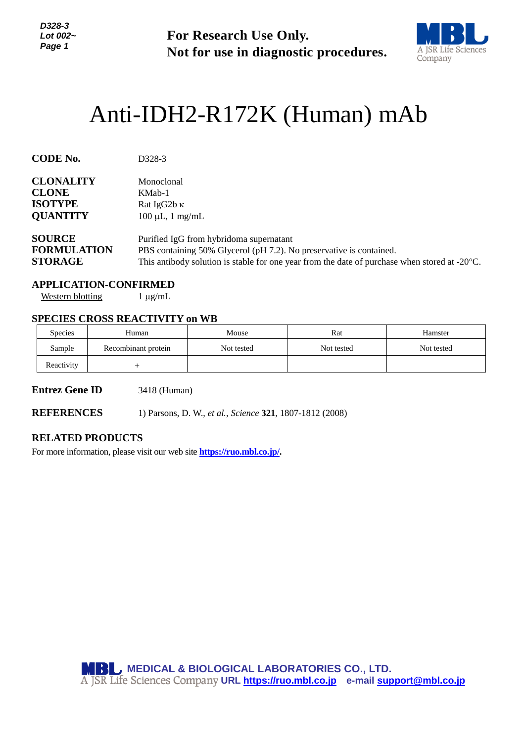**For Research Use Only.**
**Not for use in diagnostic procedures.**

# Anti-IDH2-R172K (Human) mAb

**CODE No.** D328-3

**CLONALITY** Monoclonal
**CLONE** KMab-1
**ISOTYPE** Rat IgG2b κ
**QUANTITY** 100 µL, 1 mg/mL

**SOURCE** Purified IgG from hybridoma supernatant
**FORMULATION** PBS containing 50% Glycerol (pH 7.2). No preservative is contained.
**STORAGE** This antibody solution is stable for one year from the date of purchase when stored at -20°C.

**APPLICATION-CONFIRMED**
Western blotting 1 µg/mL

**SPECIES CROSS REACTIVITY on WB**

| Species | Human | Mouse | Rat | Hamster |
|---|---|---|---|---|
| Sample | Recombinant protein | Not tested | Not tested | Not tested |
| Reactivity | + | | | |

**Entrez Gene ID** 3418 (Human)

**REFERENCES** 1) Parsons, D. W., *et al.*, *Science* **321**, 1807-1812 (2008)

**RELATED PRODUCTS**
For more information, please visit our web site **https://ruo.mbl.co.jp/**.

MEDICAL & BIOLOGICAL LABORATORIES CO., LTD.
A JSR Life Sciences Company URL https://ruo.mbl.co.jp e-mail support@mbl.co.jp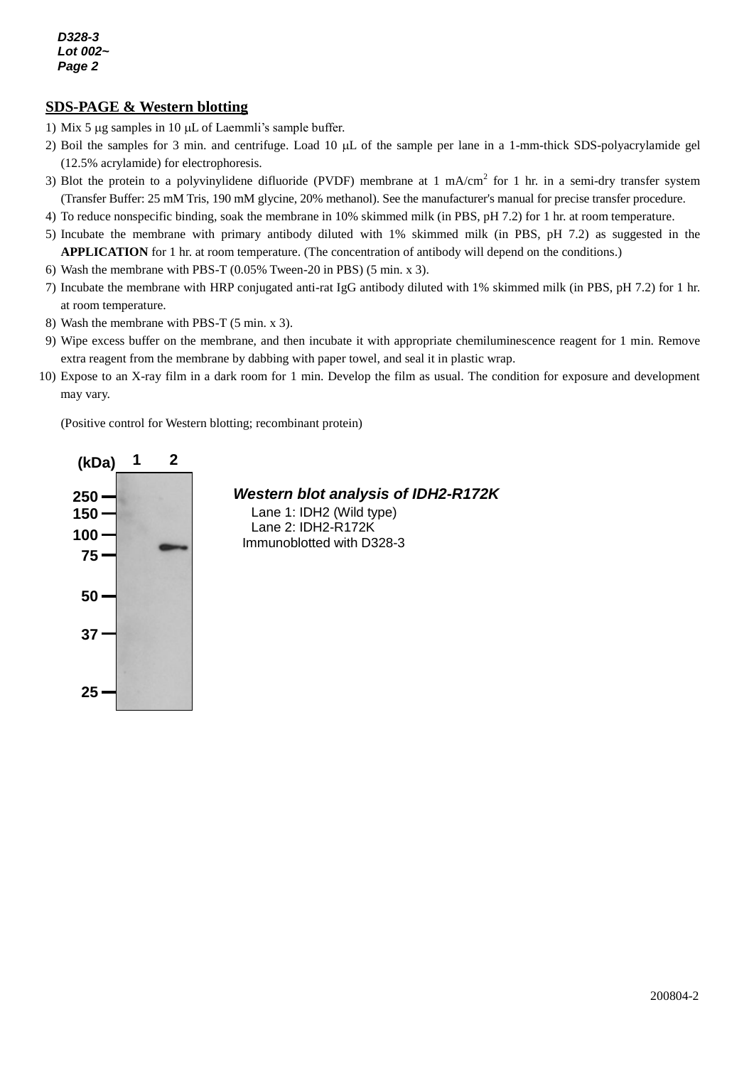D328-3
Lot 002~
Page 2

## SDS-PAGE & Western blotting

1) Mix 5 μg samples in 10 μL of Laemmli's sample buffer.
2) Boil the samples for 3 min. and centrifuge. Load 10 μL of the sample per lane in a 1-mm-thick SDS-polyacrylamide gel (12.5% acrylamide) for electrophoresis.
3) Blot the protein to a polyvinylidene difluoride (PVDF) membrane at 1 mA/cm$^2$ for 1 hr. in a semi-dry transfer system (Transfer Buffer: 25 mM Tris, 190 mM glycine, 20% methanol). See the manufacturer's manual for precise transfer procedure.
4) To reduce nonspecific binding, soak the membrane in 10% skimmed milk (in PBS, pH 7.2) for 1 hr. at room temperature.
5) Incubate the membrane with primary antibody diluted with 1% skimmed milk (in PBS, pH 7.2) as suggested in the **APPLICATION** for 1 hr. at room temperature. (The concentration of antibody will depend on the conditions.)
6) Wash the membrane with PBS-T (0.05% Tween-20 in PBS) (5 min. x 3).
7) Incubate the membrane with HRP conjugated anti-rat IgG antibody diluted with 1% skimmed milk (in PBS, pH 7.2) for 1 hr. at room temperature.
8) Wash the membrane with PBS-T (5 min. x 3).
9) Wipe excess buffer on the membrane, and then incubate it with appropriate chemiluminescence reagent for 1 min. Remove extra reagent from the membrane by dabbing with paper towel, and seal it in plastic wrap.
10) Expose to an X-ray film in a dark room for 1 min. Develop the film as usual. The condition for exposure and development may vary.

(Positive control for Western blotting; recombinant protein)

(kDa) 1 2
250
150
100
75
50
37
25

***Western blot analysis of IDH2-R172K***
Lane 1: IDH2 (Wild type)
Lane 2: IDH2-R172K
Immunoblotted with D328-3

200804-2